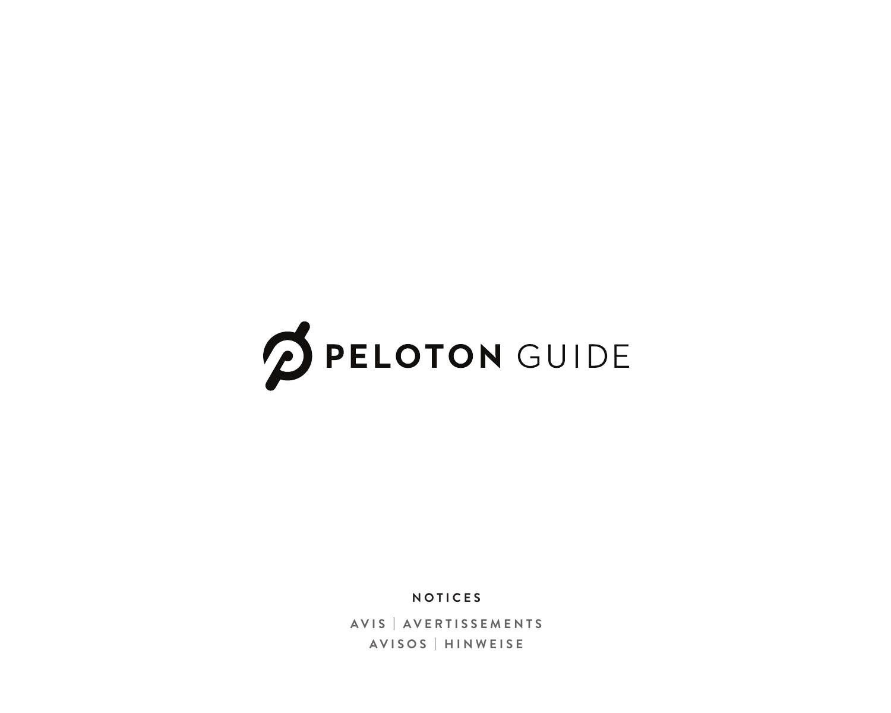# PELOTON GUIDE

**NOTICES**

AVIS | AVERTISSEMENTS

AVISOS | HINWEISE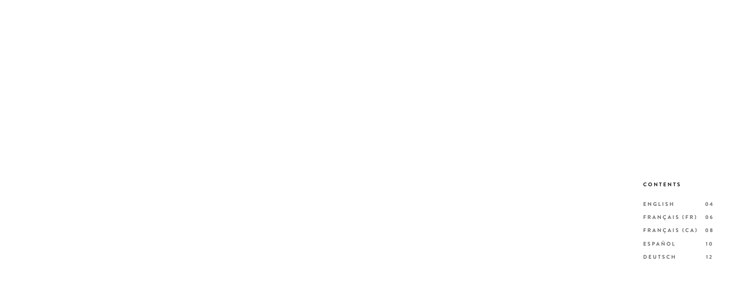## CONTENTS

| | |
|---|---|
| ENGLISH | 04 |
| FRANÇAIS (FR) | 06 |
| FRANÇAIS (CA) | 08 |
| ESPAÑOL | 10 |
| DEUTSCH | 12 |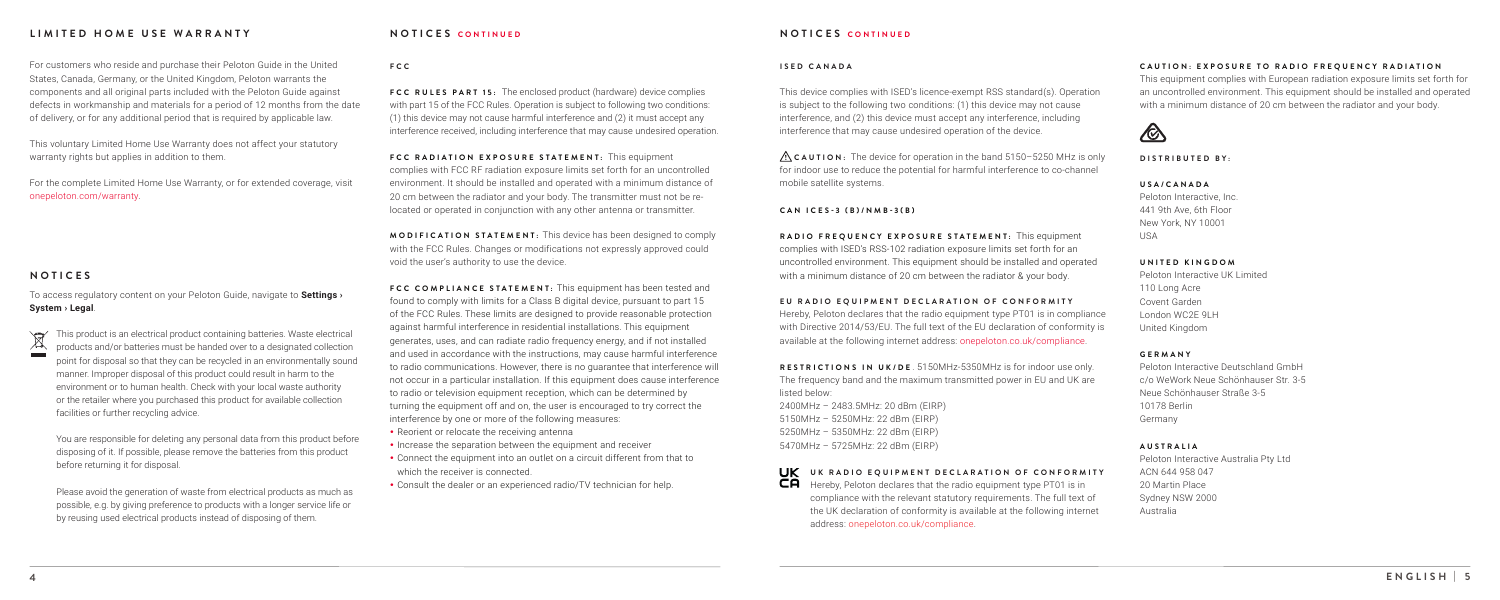## LIMITED HOME USE WARRANTY

For customers who reside and purchase their Peloton Guide in the United States, Canada, Germany, or the United Kingdom, Peloton warrants the components and all original parts included with the Peloton Guide against defects in workmanship and materials for a period of 12 months from the date of delivery, or for any additional period that is required by applicable law.

This voluntary Limited Home Use Warranty does not affect your statutory warranty rights but applies in addition to them.

For the complete Limited Home Use Warranty, or for extended coverage, visit onepeloton.com/warranty.

## NOTICES

To access regulatory content on your Peloton Guide, navigate to **Settings › System › Legal**.

This product is an electrical product containing batteries. Waste electrical products and/or batteries must be handed over to a designated collection point for disposal so that they can be recycled in an environmentally sound manner. Improper disposal of this product could result in harm to the environment or to human health. Check with your local waste authority or the retailer where you purchased this product for available collection facilities or further recycling advice.

You are responsible for deleting any personal data from this product before disposing of it. If possible, please remove the batteries from this product before returning it for disposal.

Please avoid the generation of waste from electrical products as much as possible, e.g. by giving preference to products with a longer service life or by reusing used electrical products instead of disposing of them.

## NOTICES CONTINUED

### FCC

**FCC RULES PART 15:** The enclosed product (hardware) device complies with part 15 of the FCC Rules. Operation is subject to following two conditions: (1) this device may not cause harmful interference and (2) it must accept any interference received, including interference that may cause undesired operation.

**FCC RADIATION EXPOSURE STATEMENT:** This equipment complies with FCC RF radiation exposure limits set forth for an uncontrolled environment. It should be installed and operated with a minimum distance of 20 cm between the radiator and your body. The transmitter must not be re-located or operated in conjunction with any other antenna or transmitter.

**MODIFICATION STATEMENT:** This device has been designed to comply with the FCC Rules. Changes or modifications not expressly approved could void the user's authority to use the device.

**FCC COMPLIANCE STATEMENT:** This equipment has been tested and found to comply with limits for a Class B digital device, pursuant to part 15 of the FCC Rules. These limits are designed to provide reasonable protection against harmful interference in residential installations. This equipment generates, uses, and can radiate radio frequency energy, and if not installed and used in accordance with the instructions, may cause harmful interference to radio communications. However, there is no guarantee that interference will not occur in a particular installation. If this equipment does cause interference to radio or television equipment reception, which can be determined by turning the equipment off and on, the user is encouraged to try correct the interference by one or more of the following measures:

- Reorient or relocate the receiving antenna
- Increase the separation between the equipment and receiver
- Connect the equipment into an outlet on a circuit different from that to which the receiver is connected.
- Consult the dealer or an experienced radio/TV technician for help.

## NOTICES CONTINUED

### ISED CANADA

This device complies with ISED's licence-exempt RSS standard(s). Operation is subject to the following two conditions: (1) this device may not cause interference, and (2) this device must accept any interference, including interference that may cause undesired operation of the device.

⚠ **CAUTION:** The device for operation in the band 5150–5250 MHz is only for indoor use to reduce the potential for harmful interference to co-channel mobile satellite systems.

### CAN ICES-3 (B)/NMB-3(B)

**RADIO FREQUENCY EXPOSURE STATEMENT:** This equipment complies with ISED's RSS-102 radiation exposure limits set forth for an uncontrolled environment. This equipment should be installed and operated with a minimum distance of 20 cm between the radiator & your body.

**EU RADIO EQUIPMENT DECLARATION OF CONFORMITY**
Hereby, Peloton declares that the radio equipment type PT01 is in compliance with Directive 2014/53/EU. The full text of the EU declaration of conformity is available at the following internet address: onepeloton.co.uk/compliance.

**RESTRICTIONS IN UK/DE**. 5150MHz-5350MHz is for indoor use only. The frequency band and the maximum transmitted power in EU and UK are listed below:
2400MHz – 2483.5MHz: 20 dBm (EIRP)
5150MHz – 5250MHz: 22 dBm (EIRP)
5250MHz – 5350MHz: 22 dBm (EIRP)
5470MHz – 5725MHz: 22 dBm (EIRP)

**UK RADIO EQUIPMENT DECLARATION OF CONFORMITY**
Hereby, Peloton declares that the radio equipment type PT01 is in compliance with the relevant statutory requirements. The full text of the UK declaration of conformity is available at the following internet address: onepeloton.co.uk/compliance.

**CAUTION: EXPOSURE TO RADIO FREQUENCY RADIATION**
This equipment complies with European radiation exposure limits set forth for an uncontrolled environment. This equipment should be installed and operated with a minimum distance of 20 cm between the radiator and your body.

### DISTRIBUTED BY:

**USA/CANADA**
Peloton Interactive, Inc.
441 9th Ave, 6th Floor
New York, NY 10001
USA

**UNITED KINGDOM**
Peloton Interactive UK Limited
110 Long Acre
Covent Garden
London WC2E 9LH
United Kingdom

**GERMANY**
Peloton Interactive Deutschland GmbH
c/o WeWork Neue Schönhauser Str. 3-5
Neue Schönhauser Straße 3-5
10178 Berlin
Germany

**AUSTRALIA**
Peloton Interactive Australia Pty Ltd
ACN 644 958 047
20 Martin Place
Sydney NSW 2000
Australia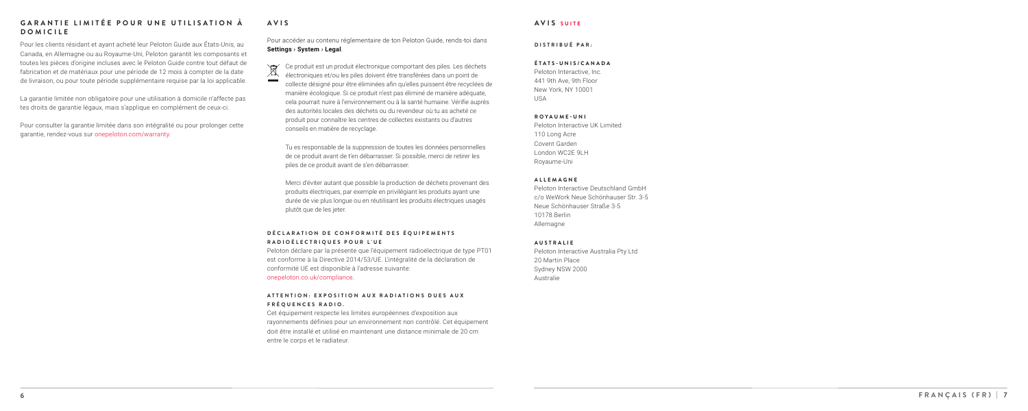## GARANTIE LIMITÉE POUR UNE UTILISATION À DOMICILE

Pour les clients résidant et ayant acheté leur Peloton Guide aux États-Unis, au Canada, en Allemagne ou au Royaume-Uni, Peloton garantit les composants et toutes les pièces d'origine incluses avec le Peloton Guide contre tout défaut de fabrication et de matériaux pour une période de 12 mois à compter de la date de livraison, ou pour toute période supplémentaire requise par la loi applicable.

La garantie limitée non obligatoire pour une utilisation à domicile n'affecte pas tes droits de garantie légaux, mais s'applique en complément de ceux-ci.

Pour consulter la garantie limitée dans son intégralité ou pour prolonger cette garantie, rendez-vous sur onepeloton.com/warranty.

## AVIS

Pour accéder au contenu réglementaire de ton Peloton Guide, rends-toi dans **Settings › System › Legal**.

Ce produit est un produit électronique comportant des piles. Les déchets électroniques et/ou les piles doivent être transférées dans un point de collecte désigné pour être éliminées afin qu'elles puissent être recyclées de manière écologique. Si ce produit n'est pas éliminé de manière adéquate, cela pourrait nuire à l'environnement ou à la santé humaine. Vérifie auprès des autorités locales des déchets ou du revendeur où tu as acheté ce produit pour connaître les centres de collectes existants ou d'autres conseils en matière de recyclage.

Tu es responsable de la suppression de toutes les données personnelles de ce produit avant de t'en débarrasser. Si possible, merci de retirer les piles de ce produit avant de s'en débarrasser.

Merci d'éviter autant que possible la production de déchets provenant des produits électriques, par exemple en privilégiant les produits ayant une durée de vie plus longue ou en réutilisant les produits électriques usagés plutôt que de les jeter.

### DÉCLARATION DE CONFORMITÉ DES ÉQUIPEMENTS RADIOÉLECTRIQUES POUR L'UE

Peloton déclare par la présente que l'équipement radioélectrique de type PT01 est conforme à la Directive 2014/53/UE. L'intégralité de la déclaration de conformité UE est disponible à l'adresse suivante: onepeloton.co.uk/compliance.

### ATTENTION: EXPOSITION AUX RADIATIONS DUES AUX FRÉQUENCES RADIO.

Cet équipement respecte les limites européennes d'exposition aux rayonnements définies pour un environnement non contrôlé. Cet équipement doit être installé et utilisé en maintenant une distance minimale de 20 cm entre le corps et le radiateur.

## AVIS SUITE

### DISTRIBUÉ PAR:

#### ÉTATS-UNIS/CANADA

Peloton Interactive, Inc.
441 9th Ave, 9th Floor
New York, NY 10001
USA

#### ROYAUME-UNI

Peloton Interactive UK Limited
110 Long Acre
Covent Garden
London WC2E 9LH
Royaume-Uni

#### ALLEMAGNE

Peloton Interactive Deutschland GmbH
c/o WeWork Neue Schönhauser Str. 3-5
Neue Schönhauser Straße 3-5
10178 Berlin
Allemagne

#### AUSTRALIE

Peloton Interactive Australia Pty Ltd
20 Martin Place
Sydney NSW 2000
Australie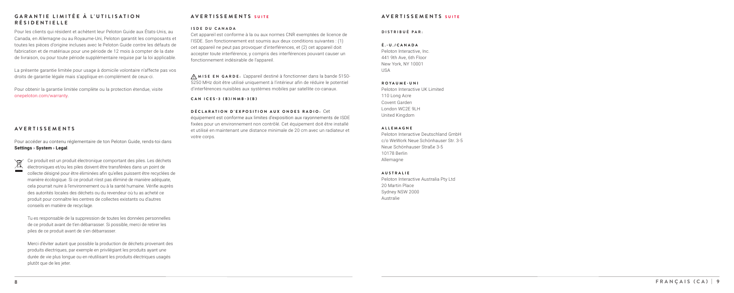## GARANTIE LIMITÉE À L'UTILISATION RÉSIDENTIELLE

Pour les clients qui résident et achètent leur Peloton Guide aux États-Unis, au Canada, en Allemagne ou au Royaume-Uni, Peloton garantit les composants et toutes les pièces d'origine incluses avec le Peloton Guide contre les défauts de fabrication et de matériaux pour une période de 12 mois à compter de la date de livraison, ou pour toute période supplémentaire requise par la loi applicable.

La présente garantie limitée pour usage à domicile volontaire n'affecte pas vos droits de garantie légale mais s'applique en complément de ceux-ci.

Pour obtenir la garantie limitée complète ou la protection étendue, visite onepeloton.com/warranty.

## AVERTISSEMENTS

Pour accéder au contenu réglementaire de ton Peloton Guide, rends-toi dans **Settings › System › Legal**.

Ce produit est un produit électronique comportant des piles. Les déchets électroniques et/ou les piles doivent être transférées dans un point de collecte désigné pour être éliminées afin qu'elles puissent être recyclées de manière écologique. Si ce produit n'est pas éliminé de manière adéquate, cela pourrait nuire à l'environnement ou à la santé humaine. Vérifie auprès des autorités locales des déchets ou du revendeur où tu as acheté ce produit pour connaître les centres de collectes existants ou d'autres conseils en matière de recyclage.

Tu es responsable de la suppression de toutes les données personnelles de ce produit avant de t'en débarrasser. Si possible, merci de retirer les piles de ce produit avant de s'en débarrasser.

Merci d'éviter autant que possible la production de déchets provenant des produits électriques, par exemple en privilégiant les produits ayant une durée de vie plus longue ou en réutilisant les produits électriques usagés plutôt que de les jeter.

## AVERTISSEMENTS SUITE

### ISDE DU CANADA

Cet appareil est conforme à la ou aux normes CNR exemptées de licence de l'ISDE. Son fonctionnement est soumis aux deux conditions suivantes : (1) cet appareil ne peut pas provoquer d'interférences, et (2) cet appareil doit accepter toute interférence, y compris des interférences pouvant causer un fonctionnement indésirable de l'appareil.

⚠ **MISE EN GARDE:** L'appareil destiné à fonctionner dans la bande 5150-5250 MHz doit être utilisé uniquement à l'intérieur afin de réduire le potentiel d'interférences nuisibles aux systèmes mobiles par satellite co-canaux.

### CAN ICES-3 (B)/NMB-3(B)

**DÉCLARATION D'EXPOSITION AUX ONDES RADIO:** Cet équipement est conforme aux limites d'exposition aux rayonnements de ISDE fixées pour un environnement non contrôlé. Cet équipement doit être installé et utilisé en maintenant une distance minimale de 20 cm avec un radiateur et votre corps.

## AVERTISSEMENTS SUITE

### DISTRIBUÉ PAR:

**É.-U./CANADA**
Peloton Interactive, Inc.
441 9th Ave, 6th Floor
New York, NY 10001
USA

**ROYAUME-UNI**
Peloton Interactive UK Limited
110 Long Acre
Covent Garden
London WC2E 9LH
United Kingdom

**ALLEMAGNE**
Peloton Interactive Deutschland GmbH
c/o WeWork Neue Schönhauser Str. 3-5
Neue Schönhauser Straße 3-5
10178 Berlin
Allemagne

**AUSTRALIE**
Peloton Interactive Australia Pty Ltd
20 Martin Place
Sydney NSW 2000
Australie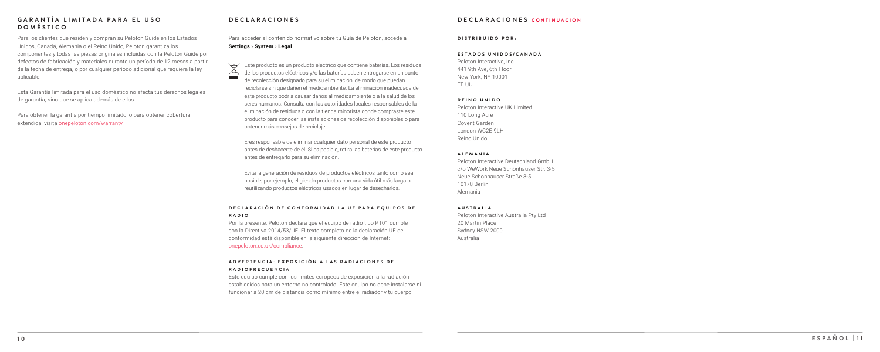## GARANTÍA LIMITADA PARA EL USO DOMÉSTICO

Para los clientes que residen y compran su Peloton Guide en los Estados Unidos, Canadá, Alemania o el Reino Unido, Peloton garantiza los componentes y todas las piezas originales incluidas con la Peloton Guide por defectos de fabricación y materiales durante un período de 12 meses a partir de la fecha de entrega, o por cualquier período adicional que requiera la ley aplicable.

Esta Garantía limitada para el uso doméstico no afecta tus derechos legales de garantía, sino que se aplica además de ellos.

Para obtener la garantía por tiempo limitado, o para obtener cobertura extendida, visita onepeloton.com/warranty.

## DECLARACIONES

Para acceder al contenido normativo sobre tu Guía de Peloton, accede a **Settings › System › Legal**.

Este producto es un producto eléctrico que contiene baterías. Los residuos de los productos eléctricos y/o las baterías deben entregarse en un punto de recolección designado para su eliminación, de modo que puedan reciclarse sin que dañen el medioambiente. La eliminación inadecuada de este producto podría causar daños al medioambiente o a la salud de los seres humanos. Consulta con las autoridades locales responsables de la eliminación de residuos o con la tienda minorista donde compraste este producto para conocer las instalaciones de recolección disponibles o para obtener más consejos de reciclaje.

Eres responsable de eliminar cualquier dato personal de este producto antes de deshacerte de él. Si es posible, retira las baterías de este producto antes de entregarlo para su eliminación.

Evita la generación de residuos de productos eléctricos tanto como sea posible, por ejemplo, eligiendo productos con una vida útil más larga o reutilizando productos eléctricos usados en lugar de desecharlos.

### DECLARACIÓN DE CONFORMIDAD LA UE PARA EQUIPOS DE RADIO

Por la presente, Peloton declara que el equipo de radio tipo PT01 cumple con la Directiva 2014/53/UE. El texto completo de la declaración UE de conformidad está disponible en la siguiente dirección de Internet: onepeloton.co.uk/compliance.

### ADVERTENCIA: EXPOSICIÓN A LAS RADIACIONES DE RADIOFRECUENCIA

Este equipo cumple con los límites europeos de exposición a la radiación establecidos para un entorno no controlado. Este equipo no debe instalarse ni funcionar a 20 cm de distancia como mínimo entre el radiador y tu cuerpo.

## DECLARACIONES CONTINUACIÓN

### DISTRIBUIDO POR:

#### ESTADOS UNIDOS/CANADÁ

Peloton Interactive, Inc.
441 9th Ave, 6th Floor
New York, NY 10001
EE.UU.

#### REINO UNIDO

Peloton Interactive UK Limited
110 Long Acre
Covent Garden
London WC2E 9LH
Reino Unido

#### ALEMANIA

Peloton Interactive Deutschland GmbH
c/o WeWork Neue Schönhauser Str. 3-5
Neue Schönhauser Straße 3-5
10178 Berlín
Alemania

#### AUSTRALIA

Peloton Interactive Australia Pty Ltd
20 Martin Place
Sydney NSW 2000
Australia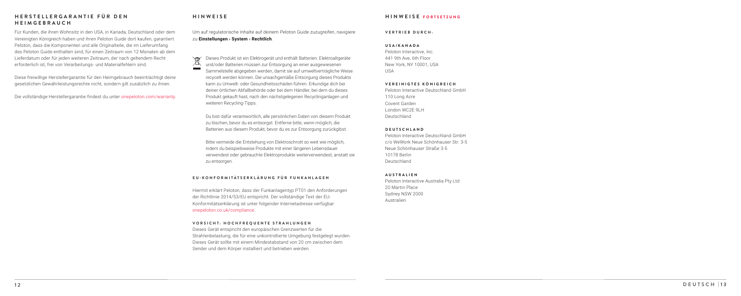## HERSTELLERGARANTIE FÜR DEN HEIMGEBRAUCH

Für Kunden, die ihren Wohnsitz in den USA, in Kanada, Deutschland oder dem Vereinigten Königreich haben und ihren Peloton Guide dort kaufen, garantiert Peloton, dass die Komponenten und alle Originalteile, die im Lieferumfang des Peloton Guide enthalten sind, für einen Zeitraum von 12 Monaten ab dem Lieferdatum oder für jeden weiteren Zeitraum, der nach geltendem Recht erforderlich ist, frei von Verarbeitungs- und Materialfehlern sind.

Diese freiwillige Herstellergarantie für den Heimgebrauch beeinträchtigt deine gesetzlichen Gewährleistungsrechte nicht, sondern gilt zusätzlich zu ihnen.

Die vollständige Herstellergarantie findest du unter onepeloton.com/warranty.

## HINWEISE

Um auf regulatorische Inhalte auf deinem Peloton Guide zuzugreifen, navigiere zu **Einstellungen › System › Rechtlich**.

Dieses Produkt ist ein Elektrogerät und enthält Batterien. Elektroaltgeräte und/oder Batterien müssen zur Entsorgung an einer ausgewiesenen Sammelstelle abgegeben werden, damit sie auf umweltverträgliche Weise recycelt werden können. Die unsachgemäße Entsorgung dieses Produkts kann zu Umwelt- oder Gesundheitsschäden führen. Erkundige dich bei deiner örtlichen Abfallbehörde oder bei dem Händler, bei dem du dieses Produkt gekauft hast, nach den nächstgelegenen Recyclinganlagen und weiteren Recycling-Tipps.

Du bist dafür verantwortlich, alle persönlichen Daten von diesem Produkt zu löschen, bevor du es entsorgst. Entferne bitte, wenn möglich, die Batterien aus diesem Produkt, bevor du es zur Entsorgung zurückgibst.

Bitte vermeide die Entstehung von Elektroschrott so weit wie möglich, indem du beispielsweise Produkte mit einer längeren Lebensdauer verwendest oder gebrauchte Elektroprodukte weiterverwendest, anstatt sie zu entsorgen.

### EU-KONFORMITÄTSERKLÄRUNG FÜR FUNKANLAGEN

Hiermit erklärt Peloton, dass der Funkanlagentyp PT01 den Anforderungen der Richtlinie 2014/53/EU entspricht. Der vollständige Text der EU-Konformitätserklärung ist unter folgender Internetadresse verfügbar: onepeloton.co.uk/compliance.

### VORSICHT: HOCHFREQUENTE STRAHLUNGEN

Dieses Gerät entspricht den europäischen Grenzwerten für die Strahlenbelastung, die für eine unkontrollierte Umgebung festgelegt wurden. Dieses Gerät sollte mit einem Mindestabstand von 20 cm zwischen dem Sender und dem Körper installiert und betrieben werden.

## HINWEISE FORTSETZUNG

### VERTRIEB DURCH:

**USA/KANADA**
Peloton Interactive, Inc.
441 9th Ave, 6th Floor
New York, NY 10001, USA
USA

**VEREINIGTES KÖNIGREICH**
Peloton Interactive Deutschland GmbH
110 Long Acre
Covent Garden
London WC2E 9LH
Deutschland

**DEUTSCHLAND**
Peloton Interactive Deutschland GmbH
c/o WeWork Neue Schönhauser Str. 3-5
Neue Schönhauser Straße 3-5
10178 Berlin
Deutschland

**AUSTRALIEN**
Peloton Interactive Australia Pty Ltd
20 Martin Place
Sydney NSW 2000
Australien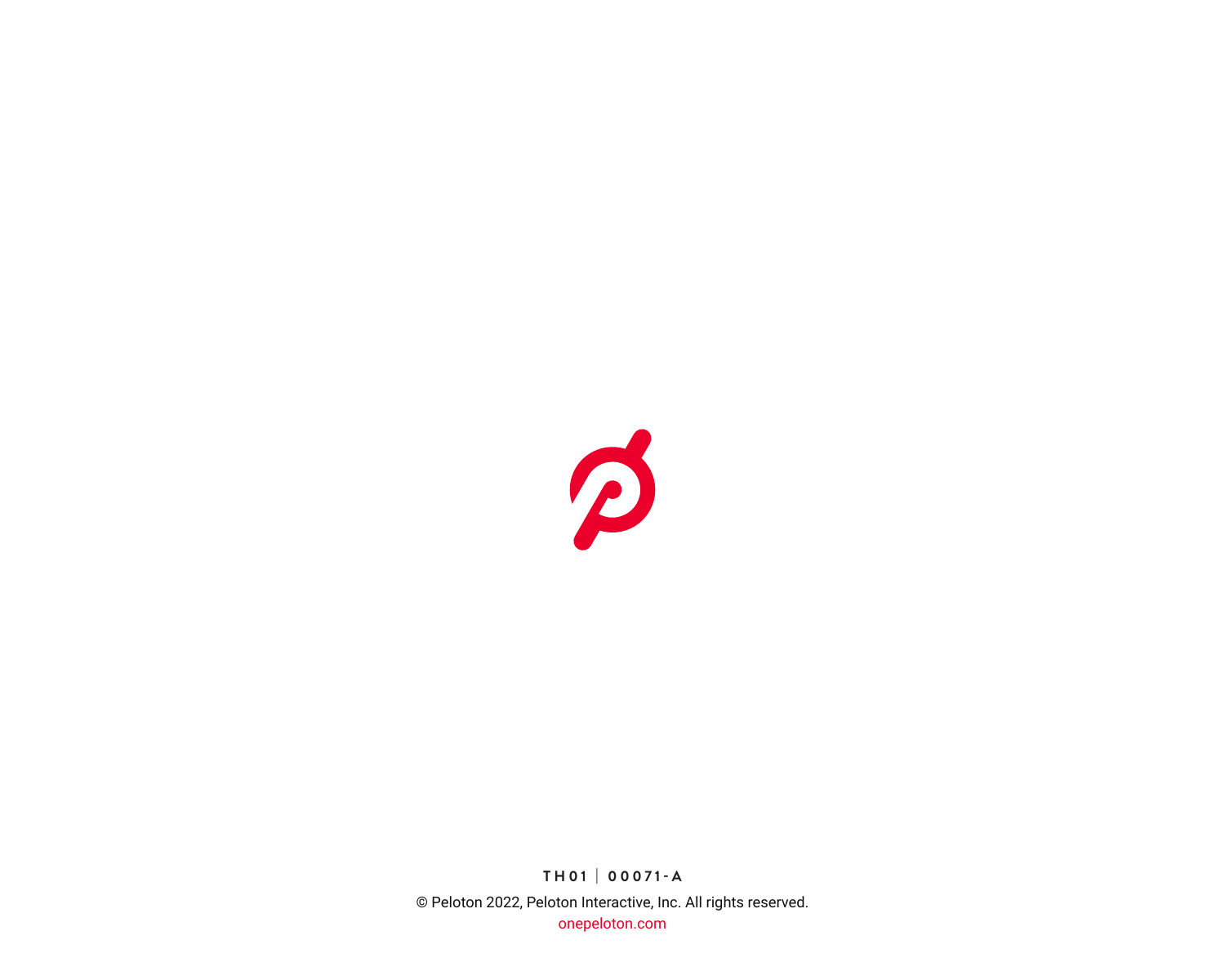**TH01 | 00071-A**

© Peloton 2022, Peloton Interactive, Inc. All rights reserved.

onepeloton.com